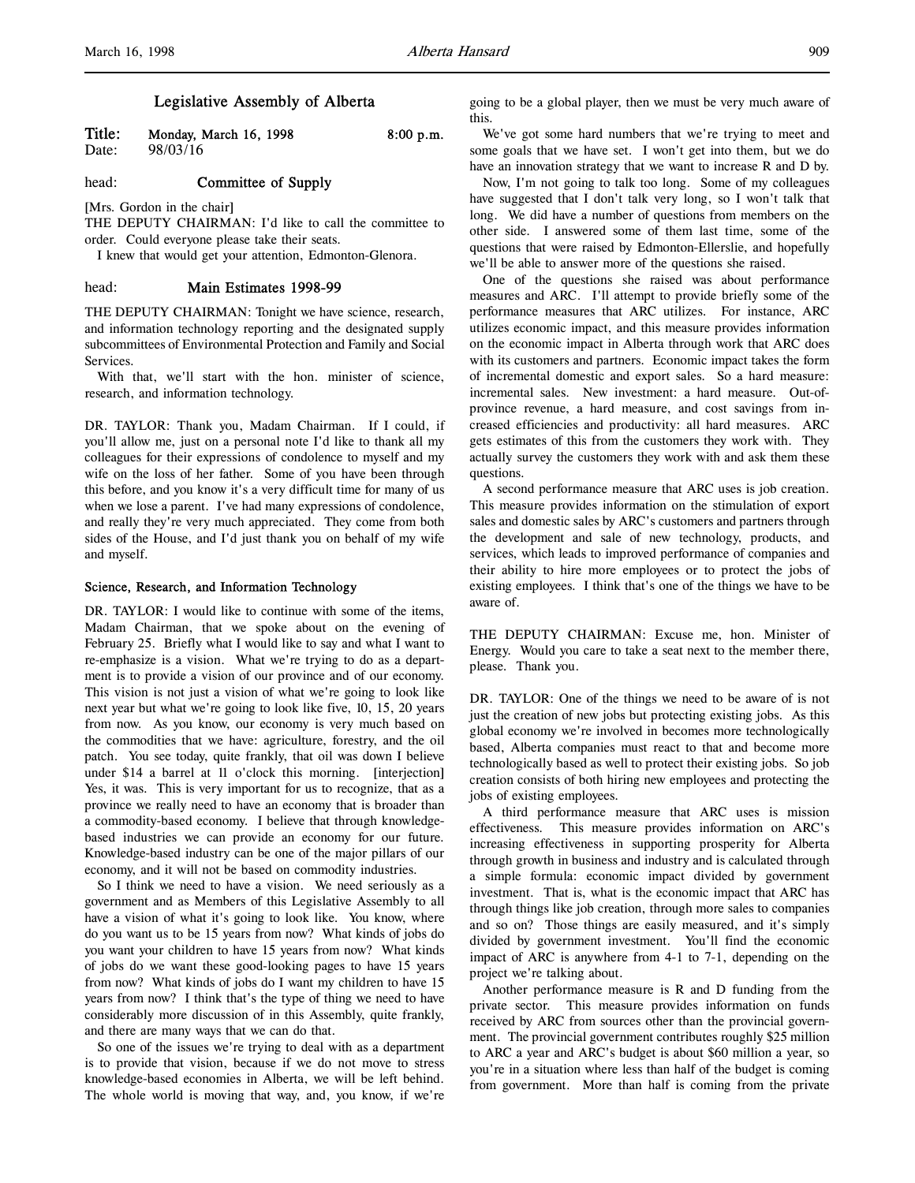## Legislative Assembly of Alberta

**Title:** Monday, March 16, 1998 8:00 p.m.
**Date:** 98/03/16

head: **Committee of Supply**

[Mrs. Gordon in the chair]

THE DEPUTY CHAIRMAN: I'd like to call the committee to order. Could everyone please take their seats.

I knew that would get your attention, Edmonton-Glenora.

head: **Main Estimates 1998-99**

THE DEPUTY CHAIRMAN: Tonight we have science, research, and information technology reporting and the designated supply subcommittees of Environmental Protection and Family and Social Services.

With that, we'll start with the hon. minister of science, research, and information technology.

DR. TAYLOR: Thank you, Madam Chairman. If I could, if you'll allow me, just on a personal note I'd like to thank all my colleagues for their expressions of condolence to myself and my wife on the loss of her father. Some of you have been through this before, and you know it's a very difficult time for many of us when we lose a parent. I've had many expressions of condolence, and really they're very much appreciated. They come from both sides of the House, and I'd just thank you on behalf of my wife and myself.

### Science, Research, and Information Technology

DR. TAYLOR: I would like to continue with some of the items, Madam Chairman, that we spoke about on the evening of February 25. Briefly what I would like to say and what I want to re-emphasize is a vision. What we're trying to do as a department is to provide a vision of our province and of our economy. This vision is not just a vision of what we're going to look like next year but what we're going to look like five, 10, 15, 20 years from now. As you know, our economy is very much based on the commodities that we have: agriculture, forestry, and the oil patch. You see today, quite frankly, that oil was down I believe under $14 a barrel at 11 o'clock this morning. [interjection] Yes, it was. This is very important for us to recognize, that as a province we really need to have an economy that is broader than a commodity-based economy. I believe that through knowledge-based industries we can provide an economy for our future. Knowledge-based industry can be one of the major pillars of our economy, and it will not be based on commodity industries.

So I think we need to have a vision. We need seriously as a government and as Members of this Legislative Assembly to all have a vision of what it's going to look like. You know, where do you want us to be 15 years from now? What kinds of jobs do you want your children to have 15 years from now? What kinds of jobs do we want these good-looking pages to have 15 years from now? What kinds of jobs do I want my children to have 15 years from now? I think that's the type of thing we need to have considerably more discussion of in this Assembly, quite frankly, and there are many ways that we can do that.

So one of the issues we're trying to deal with as a department is to provide that vision, because if we do not move to stress knowledge-based economies in Alberta, we will be left behind. The whole world is moving that way, and, you know, if we're going to be a global player, then we must be very much aware of this.

We've got some hard numbers that we're trying to meet and some goals that we have set. I won't get into them, but we do have an innovation strategy that we want to increase R and D by.

Now, I'm not going to talk too long. Some of my colleagues have suggested that I don't talk very long, so I won't talk that long. We did have a number of questions from members on the other side. I answered some of them last time, some of the questions that were raised by Edmonton-Ellerslie, and hopefully we'll be able to answer more of the questions she raised.

One of the questions she raised was about performance measures and ARC. I'll attempt to provide briefly some of the performance measures that ARC utilizes. For instance, ARC utilizes economic impact, and this measure provides information on the economic impact in Alberta through work that ARC does with its customers and partners. Economic impact takes the form of incremental domestic and export sales. So a hard measure: incremental sales. New investment: a hard measure. Out-of-province revenue, a hard measure, and cost savings from increased efficiencies and productivity: all hard measures. ARC gets estimates of this from the customers they work with. They actually survey the customers they work with and ask them these questions.

A second performance measure that ARC uses is job creation. This measure provides information on the stimulation of export sales and domestic sales by ARC's customers and partners through the development and sale of new technology, products, and services, which leads to improved performance of companies and their ability to hire more employees or to protect the jobs of existing employees. I think that's one of the things we have to be aware of.

THE DEPUTY CHAIRMAN: Excuse me, hon. Minister of Energy. Would you care to take a seat next to the member there, please. Thank you.

DR. TAYLOR: One of the things we need to be aware of is not just the creation of new jobs but protecting existing jobs. As this global economy we're involved in becomes more technologically based, Alberta companies must react to that and become more technologically based as well to protect their existing jobs. So job creation consists of both hiring new employees and protecting the jobs of existing employees.

A third performance measure that ARC uses is mission effectiveness. This measure provides information on ARC's increasing effectiveness in supporting prosperity for Alberta through growth in business and industry and is calculated through a simple formula: economic impact divided by government investment. That is, what is the economic impact that ARC has through things like job creation, through more sales to companies and so on? Those things are easily measured, and it's simply divided by government investment. You'll find the economic impact of ARC is anywhere from 4-1 to 7-1, depending on the project we're talking about.

Another performance measure is R and D funding from the private sector. This measure provides information on funds received by ARC from sources other than the provincial government. The provincial government contributes roughly $25 million to ARC a year and ARC's budget is about $60 million a year, so you're in a situation where less than half of the budget is coming from government. More than half is coming from the private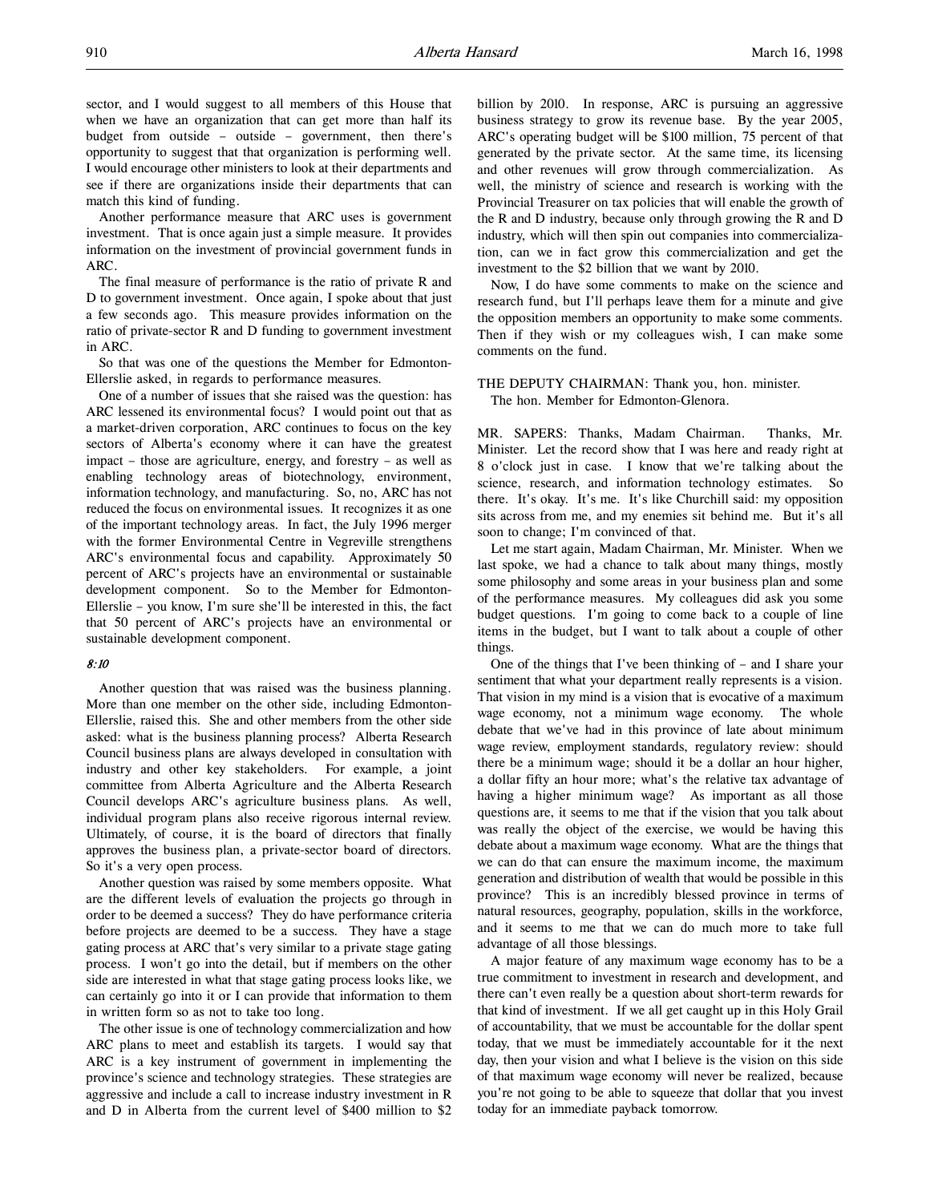sector, and I would suggest to all members of this House that when we have an organization that can get more than half its budget from outside – outside – government, then there's opportunity to suggest that that organization is performing well. I would encourage other ministers to look at their departments and see if there are organizations inside their departments that can match this kind of funding.

Another performance measure that ARC uses is government investment. That is once again just a simple measure. It provides information on the investment of provincial government funds in ARC.

The final measure of performance is the ratio of private R and D to government investment. Once again, I spoke about that just a few seconds ago. This measure provides information on the ratio of private-sector R and D funding to government investment in ARC.

So that was one of the questions the Member for Edmonton-Ellerslie asked, in regards to performance measures.

One of a number of issues that she raised was the question: has ARC lessened its environmental focus? I would point out that as a market-driven corporation, ARC continues to focus on the key sectors of Alberta's economy where it can have the greatest impact – those are agriculture, energy, and forestry – as well as enabling technology areas of biotechnology, environment, information technology, and manufacturing. So, no, ARC has not reduced the focus on environmental issues. It recognizes it as one of the important technology areas. In fact, the July 1996 merger with the former Environmental Centre in Vegreville strengthens ARC's environmental focus and capability. Approximately 50 percent of ARC's projects have an environmental or sustainable development component. So to the Member for Edmonton-Ellerslie – you know, I'm sure she'll be interested in this, the fact that 50 percent of ARC's projects have an environmental or sustainable development component.

*8:10*

Another question that was raised was the business planning. More than one member on the other side, including Edmonton-Ellerslie, raised this. She and other members from the other side asked: what is the business planning process? Alberta Research Council business plans are always developed in consultation with industry and other key stakeholders. For example, a joint committee from Alberta Agriculture and the Alberta Research Council develops ARC's agriculture business plans. As well, individual program plans also receive rigorous internal review. Ultimately, of course, it is the board of directors that finally approves the business plan, a private-sector board of directors. So it's a very open process.

Another question was raised by some members opposite. What are the different levels of evaluation the projects go through in order to be deemed a success? They do have performance criteria before projects are deemed to be a success. They have a stage gating process at ARC that's very similar to a private stage gating process. I won't go into the detail, but if members on the other side are interested in what that stage gating process looks like, we can certainly go into it or I can provide that information to them in written form so as not to take too long.

The other issue is one of technology commercialization and how ARC plans to meet and establish its targets. I would say that ARC is a key instrument of government in implementing the province's science and technology strategies. These strategies are aggressive and include a call to increase industry investment in R and D in Alberta from the current level of $400 million to $2 billion by 2010. In response, ARC is pursuing an aggressive business strategy to grow its revenue base. By the year 2005, ARC's operating budget will be $100 million, 75 percent of that generated by the private sector. At the same time, its licensing and other revenues will grow through commercialization. As well, the ministry of science and research is working with the Provincial Treasurer on tax policies that will enable the growth of the R and D industry, because only through growing the R and D industry, which will then spin out companies into commercialization, can we in fact grow this commercialization and get the investment to the $2 billion that we want by 2010.

Now, I do have some comments to make on the science and research fund, but I'll perhaps leave them for a minute and give the opposition members an opportunity to make some comments. Then if they wish or my colleagues wish, I can make some comments on the fund.

THE DEPUTY CHAIRMAN: Thank you, hon. minister.
The hon. Member for Edmonton-Glenora.

MR. SAPERS: Thanks, Madam Chairman. Thanks, Mr. Minister. Let the record show that I was here and ready right at 8 o'clock just in case. I know that we're talking about the science, research, and information technology estimates. So there. It's okay. It's me. It's like Churchill said: my opposition sits across from me, and my enemies sit behind me. But it's all soon to change; I'm convinced of that.

Let me start again, Madam Chairman, Mr. Minister. When we last spoke, we had a chance to talk about many things, mostly some philosophy and some areas in your business plan and some of the performance measures. My colleagues did ask you some budget questions. I'm going to come back to a couple of line items in the budget, but I want to talk about a couple of other things.

One of the things that I've been thinking of – and I share your sentiment that what your department really represents is a vision. That vision in my mind is a vision that is evocative of a maximum wage economy, not a minimum wage economy. The whole debate that we've had in this province of late about minimum wage review, employment standards, regulatory review: should there be a minimum wage; should it be a dollar an hour higher, a dollar fifty an hour more; what's the relative tax advantage of having a higher minimum wage? As important as all those questions are, it seems to me that if the vision that you talk about was really the object of the exercise, we would be having this debate about a maximum wage economy. What are the things that we can do that can ensure the maximum income, the maximum generation and distribution of wealth that would be possible in this province? This is an incredibly blessed province in terms of natural resources, geography, population, skills in the workforce, and it seems to me that we can do much more to take full advantage of all those blessings.

A major feature of any maximum wage economy has to be a true commitment to investment in research and development, and there can't even really be a question about short-term rewards for that kind of investment. If we all get caught up in this Holy Grail of accountability, that we must be accountable for the dollar spent today, that we must be immediately accountable for it the next day, then your vision and what I believe is the vision on this side of that maximum wage economy will never be realized, because you're not going to be able to squeeze that dollar that you invest today for an immediate payback tomorrow.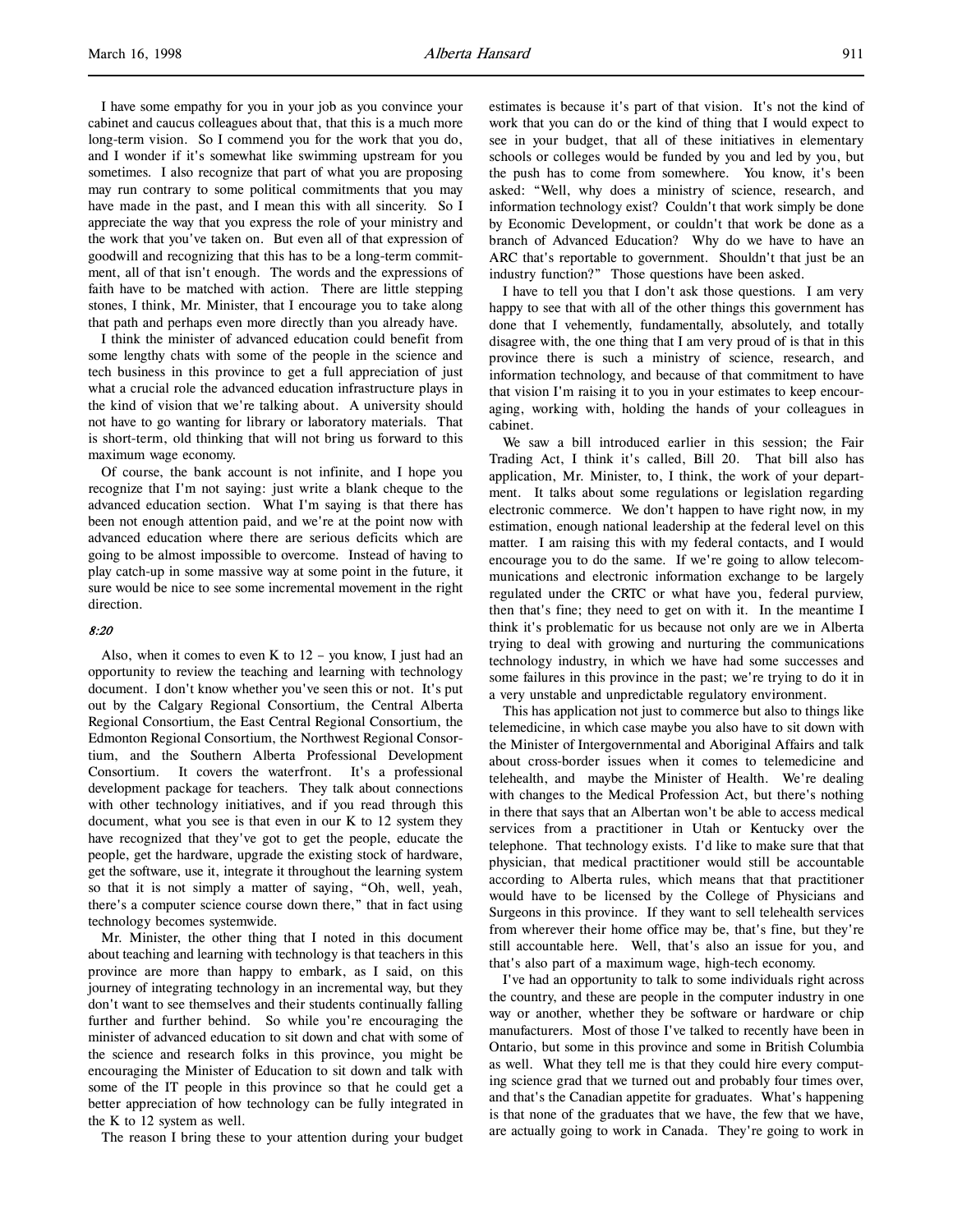I have some empathy for you in your job as you convince your cabinet and caucus colleagues about that, that this is a much more long-term vision. So I commend you for the work that you do, and I wonder if it's somewhat like swimming upstream for you sometimes. I also recognize that part of what you are proposing may run contrary to some political commitments that you may have made in the past, and I mean this with all sincerity. So I appreciate the way that you express the role of your ministry and the work that you've taken on. But even all of that expression of goodwill and recognizing that this has to be a long-term commitment, all of that isn't enough. The words and the expressions of faith have to be matched with action. There are little stepping stones, I think, Mr. Minister, that I encourage you to take along that path and perhaps even more directly than you already have.

I think the minister of advanced education could benefit from some lengthy chats with some of the people in the science and tech business in this province to get a full appreciation of just what a crucial role the advanced education infrastructure plays in the kind of vision that we're talking about. A university should not have to go wanting for library or laboratory materials. That is short-term, old thinking that will not bring us forward to this maximum wage economy.

Of course, the bank account is not infinite, and I hope you recognize that I'm not saying: just write a blank cheque to the advanced education section. What I'm saying is that there has been not enough attention paid, and we're at the point now with advanced education where there are serious deficits which are going to be almost impossible to overcome. Instead of having to play catch-up in some massive way at some point in the future, it sure would be nice to see some incremental movement in the right direction.

*8:20*

Also, when it comes to even K to 12 – you know, I just had an opportunity to review the teaching and learning with technology document. I don't know whether you've seen this or not. It's put out by the Calgary Regional Consortium, the Central Alberta Regional Consortium, the East Central Regional Consortium, the Edmonton Regional Consortium, the Northwest Regional Consortium, and the Southern Alberta Professional Development Consortium. It covers the waterfront. It's a professional development package for teachers. They talk about connections with other technology initiatives, and if you read through this document, what you see is that even in our K to 12 system they have recognized that they've got to get the people, educate the people, get the hardware, upgrade the existing stock of hardware, get the software, use it, integrate it throughout the learning system so that it is not simply a matter of saying, "Oh, well, yeah, there's a computer science course down there," that in fact using technology becomes systemwide.

Mr. Minister, the other thing that I noted in this document about teaching and learning with technology is that teachers in this province are more than happy to embark, as I said, on this journey of integrating technology in an incremental way, but they don't want to see themselves and their students continually falling further and further behind. So while you're encouraging the minister of advanced education to sit down and chat with some of the science and research folks in this province, you might be encouraging the Minister of Education to sit down and talk with some of the IT people in this province so that he could get a better appreciation of how technology can be fully integrated in the K to 12 system as well.

The reason I bring these to your attention during your budget estimates is because it's part of that vision. It's not the kind of work that you can do or the kind of thing that I would expect to see in your budget, that all of these initiatives in elementary schools or colleges would be funded by you and led by you, but the push has to come from somewhere. You know, it's been asked: "Well, why does a ministry of science, research, and information technology exist? Couldn't that work simply be done by Economic Development, or couldn't that work be done as a branch of Advanced Education? Why do we have to have an ARC that's reportable to government. Shouldn't that just be an industry function?" Those questions have been asked.

I have to tell you that I don't ask those questions. I am very happy to see that with all of the other things this government has done that I vehemently, fundamentally, absolutely, and totally disagree with, the one thing that I am very proud of is that in this province there is such a ministry of science, research, and information technology, and because of that commitment to have that vision I'm raising it to you in your estimates to keep encouraging, working with, holding the hands of your colleagues in cabinet.

We saw a bill introduced earlier in this session; the Fair Trading Act, I think it's called, Bill 20. That bill also has application, Mr. Minister, to, I think, the work of your department. It talks about some regulations or legislation regarding electronic commerce. We don't happen to have right now, in my estimation, enough national leadership at the federal level on this matter. I am raising this with my federal contacts, and I would encourage you to do the same. If we're going to allow telecommunications and electronic information exchange to be largely regulated under the CRTC or what have you, federal purview, then that's fine; they need to get on with it. In the meantime I think it's problematic for us because not only are we in Alberta trying to deal with growing and nurturing the communications technology industry, in which we have had some successes and some failures in this province in the past; we're trying to do it in a very unstable and unpredictable regulatory environment.

This has application not just to commerce but also to things like telemedicine, in which case maybe you also have to sit down with the Minister of Intergovernmental and Aboriginal Affairs and talk about cross-border issues when it comes to telemedicine and telehealth, and maybe the Minister of Health. We're dealing with changes to the Medical Profession Act, but there's nothing in there that says that an Albertan won't be able to access medical services from a practitioner in Utah or Kentucky over the telephone. That technology exists. I'd like to make sure that that physician, that medical practitioner would still be accountable according to Alberta rules, which means that that practitioner would have to be licensed by the College of Physicians and Surgeons in this province. If they want to sell telehealth services from wherever their home office may be, that's fine, but they're still accountable here. Well, that's also an issue for you, and that's also part of a maximum wage, high-tech economy.

I've had an opportunity to talk to some individuals right across the country, and these are people in the computer industry in one way or another, whether they be software or hardware or chip manufacturers. Most of those I've talked to recently have been in Ontario, but some in this province and some in British Columbia as well. What they tell me is that they could hire every computing science grad that we turned out and probably four times over, and that's the Canadian appetite for graduates. What's happening is that none of the graduates that we have, the few that we have, are actually going to work in Canada. They're going to work in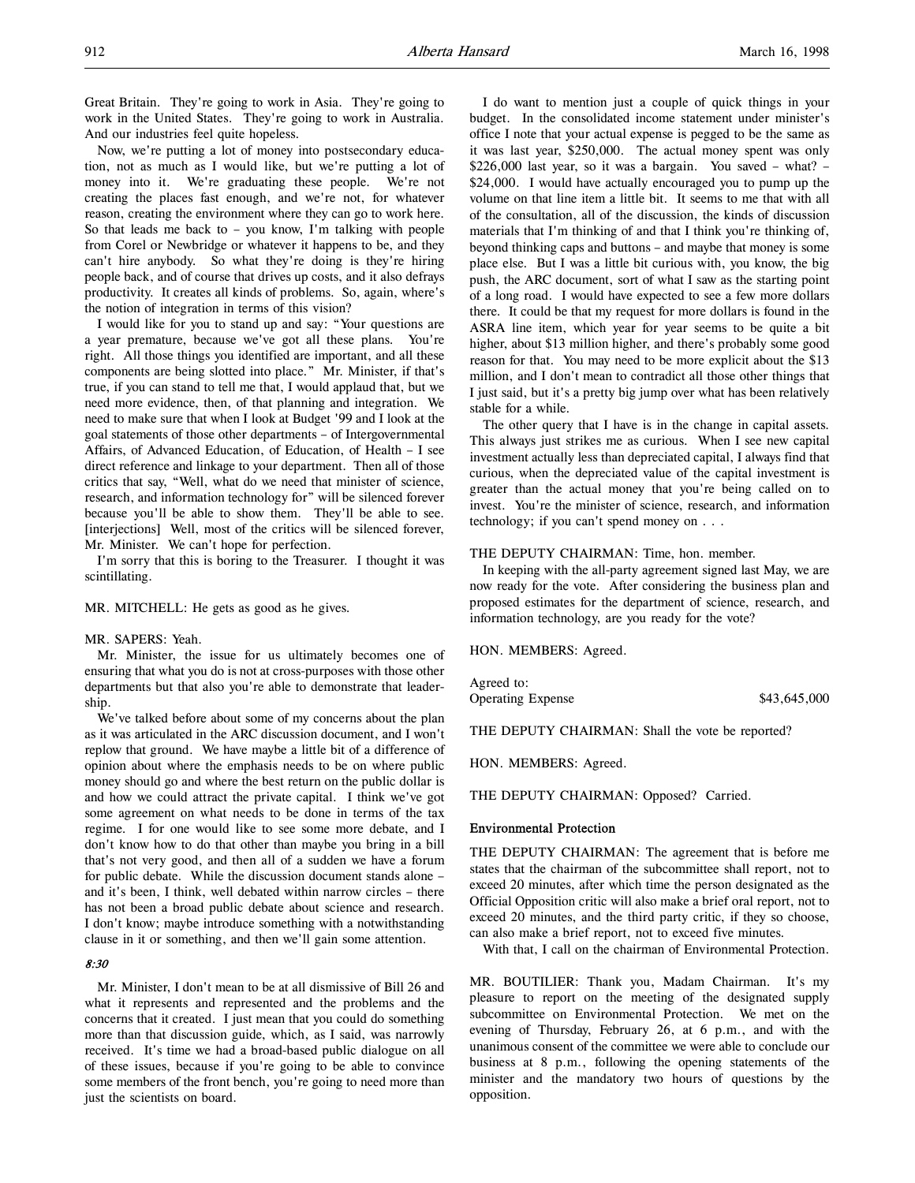Great Britain. They're going to work in Asia. They're going to work in the United States. They're going to work in Australia. And our industries feel quite hopeless.

Now, we're putting a lot of money into postsecondary education, not as much as I would like, but we're putting a lot of money into it. We're graduating these people. We're not creating the places fast enough, and we're not, for whatever reason, creating the environment where they can go to work here. So that leads me back to – you know, I'm talking with people from Corel or Newbridge or whatever it happens to be, and they can't hire anybody. So what they're doing is they're hiring people back, and of course that drives up costs, and it also defrays productivity. It creates all kinds of problems. So, again, where's the notion of integration in terms of this vision?

I would like for you to stand up and say: "Your questions are a year premature, because we've got all these plans. You're right. All those things you identified are important, and all these components are being slotted into place." Mr. Minister, if that's true, if you can stand to tell me that, I would applaud that, but we need more evidence, then, of that planning and integration. We need to make sure that when I look at Budget '99 and I look at the goal statements of those other departments – of Intergovernmental Affairs, of Advanced Education, of Education, of Health – I see direct reference and linkage to your department. Then all of those critics that say, "Well, what do we need that minister of science, research, and information technology for" will be silenced forever because you'll be able to show them. They'll be able to see. [interjections] Well, most of the critics will be silenced forever, Mr. Minister. We can't hope for perfection.

I'm sorry that this is boring to the Treasurer. I thought it was scintillating.

MR. MITCHELL: He gets as good as he gives.

MR. SAPERS: Yeah.

Mr. Minister, the issue for us ultimately becomes one of ensuring that what you do is not at cross-purposes with those other departments but that also you're able to demonstrate that leadership.

We've talked before about some of my concerns about the plan as it was articulated in the ARC discussion document, and I won't replow that ground. We have maybe a little bit of a difference of opinion about where the emphasis needs to be on where public money should go and where the best return on the public dollar is and how we could attract the private capital. I think we've got some agreement on what needs to be done in terms of the tax regime. I for one would like to see some more debate, and I don't know how to do that other than maybe you bring in a bill that's not very good, and then all of a sudden we have a forum for public debate. While the discussion document stands alone – and it's been, I think, well debated within narrow circles – there has not been a broad public debate about science and research. I don't know; maybe introduce something with a notwithstanding clause in it or something, and then we'll gain some attention.

*8:30*

Mr. Minister, I don't mean to be at all dismissive of Bill 26 and what it represents and represented and the problems and the concerns that it created. I just mean that you could do something more than that discussion guide, which, as I said, was narrowly received. It's time we had a broad-based public dialogue on all of these issues, because if you're going to be able to convince some members of the front bench, you're going to need more than just the scientists on board.

I do want to mention just a couple of quick things in your budget. In the consolidated income statement under minister's office I note that your actual expense is pegged to be the same as it was last year, $250,000. The actual money spent was only $226,000 last year, so it was a bargain. You saved – what? – $24,000. I would have actually encouraged you to pump up the volume on that line item a little bit. It seems to me that with all of the consultation, all of the discussion, the kinds of discussion materials that I'm thinking of and that I think you're thinking of, beyond thinking caps and buttons – and maybe that money is some place else. But I was a little bit curious with, you know, the big push, the ARC document, sort of what I saw as the starting point of a long road. I would have expected to see a few more dollars there. It could be that my request for more dollars is found in the ASRA line item, which year for year seems to be quite a bit higher, about $13 million higher, and there's probably some good reason for that. You may need to be more explicit about the $13 million, and I don't mean to contradict all those other things that I just said, but it's a pretty big jump over what has been relatively stable for a while.

The other query that I have is in the change in capital assets. This always just strikes me as curious. When I see new capital investment actually less than depreciated capital, I always find that curious, when the depreciated value of the capital investment is greater than the actual money that you're being called on to invest. You're the minister of science, research, and information technology; if you can't spend money on . . .

THE DEPUTY CHAIRMAN: Time, hon. member.

In keeping with the all-party agreement signed last May, we are now ready for the vote. After considering the business plan and proposed estimates for the department of science, research, and information technology, are you ready for the vote?

HON. MEMBERS: Agreed.

Agreed to:
Operating Expense $43,645,000

THE DEPUTY CHAIRMAN: Shall the vote be reported?

HON. MEMBERS: Agreed.

THE DEPUTY CHAIRMAN: Opposed? Carried.

### Environmental Protection

THE DEPUTY CHAIRMAN: The agreement that is before me states that the chairman of the subcommittee shall report, not to exceed 20 minutes, after which time the person designated as the Official Opposition critic will also make a brief oral report, not to exceed 20 minutes, and the third party critic, if they so choose, can also make a brief report, not to exceed five minutes.

With that, I call on the chairman of Environmental Protection.

MR. BOUTILIER: Thank you, Madam Chairman. It's my pleasure to report on the meeting of the designated supply subcommittee on Environmental Protection. We met on the evening of Thursday, February 26, at 6 p.m., and with the unanimous consent of the committee we were able to conclude our business at 8 p.m., following the opening statements of the minister and the mandatory two hours of questions by the opposition.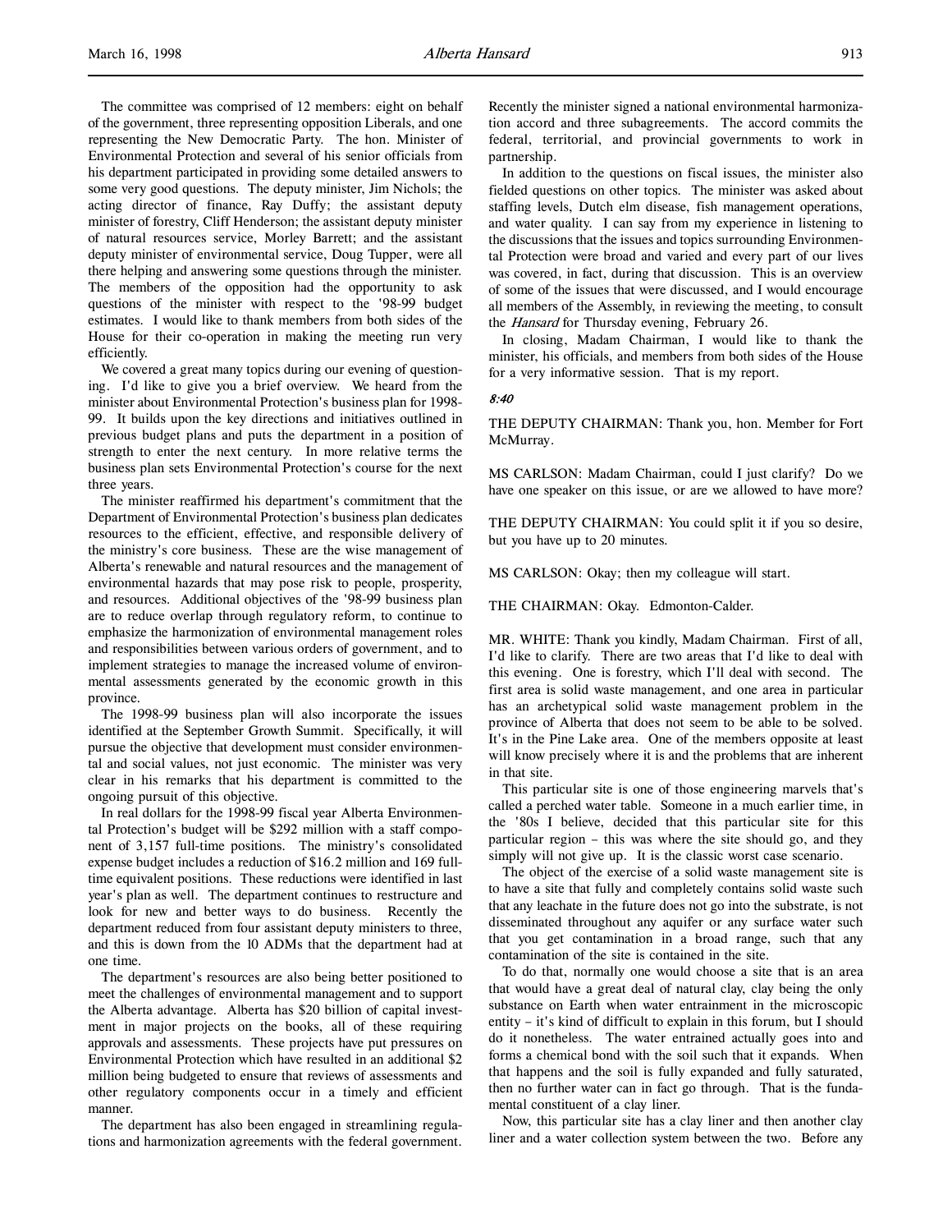The committee was comprised of 12 members: eight on behalf of the government, three representing opposition Liberals, and one representing the New Democratic Party. The hon. Minister of Environmental Protection and several of his senior officials from his department participated in providing some detailed answers to some very good questions. The deputy minister, Jim Nichols; the acting director of finance, Ray Duffy; the assistant deputy minister of forestry, Cliff Henderson; the assistant deputy minister of natural resources service, Morley Barrett; and the assistant deputy minister of environmental service, Doug Tupper, were all there helping and answering some questions through the minister. The members of the opposition had the opportunity to ask questions of the minister with respect to the '98-99 budget estimates. I would like to thank members from both sides of the House for their co-operation in making the meeting run very efficiently.

We covered a great many topics during our evening of questioning. I'd like to give you a brief overview. We heard from the minister about Environmental Protection's business plan for 1998-99. It builds upon the key directions and initiatives outlined in previous budget plans and puts the department in a position of strength to enter the next century. In more relative terms the business plan sets Environmental Protection's course for the next three years.

The minister reaffirmed his department's commitment that the Department of Environmental Protection's business plan dedicates resources to the efficient, effective, and responsible delivery of the ministry's core business. These are the wise management of Alberta's renewable and natural resources and the management of environmental hazards that may pose risk to people, prosperity, and resources. Additional objectives of the '98-99 business plan are to reduce overlap through regulatory reform, to continue to emphasize the harmonization of environmental management roles and responsibilities between various orders of government, and to implement strategies to manage the increased volume of environmental assessments generated by the economic growth in this province.

The 1998-99 business plan will also incorporate the issues identified at the September Growth Summit. Specifically, it will pursue the objective that development must consider environmental and social values, not just economic. The minister was very clear in his remarks that his department is committed to the ongoing pursuit of this objective.

In real dollars for the 1998-99 fiscal year Alberta Environmental Protection's budget will be $292 million with a staff component of 3,157 full-time positions. The ministry's consolidated expense budget includes a reduction of $16.2 million and 169 full-time equivalent positions. These reductions were identified in last year's plan as well. The department continues to restructure and look for new and better ways to do business. Recently the department reduced from four assistant deputy ministers to three, and this is down from the 10 ADMs that the department had at one time.

The department's resources are also being better positioned to meet the challenges of environmental management and to support the Alberta advantage. Alberta has $20 billion of capital investment in major projects on the books, all of these requiring approvals and assessments. These projects have put pressures on Environmental Protection which have resulted in an additional $2 million being budgeted to ensure that reviews of assessments and other regulatory components occur in a timely and efficient manner.

The department has also been engaged in streamlining regulations and harmonization agreements with the federal government. Recently the minister signed a national environmental harmonization accord and three subagreements. The accord commits the federal, territorial, and provincial governments to work in partnership.

In addition to the questions on fiscal issues, the minister also fielded questions on other topics. The minister was asked about staffing levels, Dutch elm disease, fish management operations, and water quality. I can say from my experience in listening to the discussions that the issues and topics surrounding Environmental Protection were broad and varied and every part of our lives was covered, in fact, during that discussion. This is an overview of some of the issues that were discussed, and I would encourage all members of the Assembly, in reviewing the meeting, to consult the *Hansard* for Thursday evening, February 26.

In closing, Madam Chairman, I would like to thank the minister, his officials, and members from both sides of the House for a very informative session. That is my report.

*8:40*

THE DEPUTY CHAIRMAN: Thank you, hon. Member for Fort McMurray.

MS CARLSON: Madam Chairman, could I just clarify? Do we have one speaker on this issue, or are we allowed to have more?

THE DEPUTY CHAIRMAN: You could split it if you so desire, but you have up to 20 minutes.

MS CARLSON: Okay; then my colleague will start.

THE CHAIRMAN: Okay. Edmonton-Calder.

MR. WHITE: Thank you kindly, Madam Chairman. First of all, I'd like to clarify. There are two areas that I'd like to deal with this evening. One is forestry, which I'll deal with second. The first area is solid waste management, and one area in particular has an archetypical solid waste management problem in the province of Alberta that does not seem to be able to be solved. It's in the Pine Lake area. One of the members opposite at least will know precisely where it is and the problems that are inherent in that site.

This particular site is one of those engineering marvels that's called a perched water table. Someone in a much earlier time, in the '80s I believe, decided that this particular site for this particular region – this was where the site should go, and they simply will not give up. It is the classic worst case scenario.

The object of the exercise of a solid waste management site is to have a site that fully and completely contains solid waste such that any leachate in the future does not go into the substrate, is not disseminated throughout any aquifer or any surface water such that you get contamination in a broad range, such that any contamination of the site is contained in the site.

To do that, normally one would choose a site that is an area that would have a great deal of natural clay, clay being the only substance on Earth when water entrainment in the microscopic entity – it's kind of difficult to explain in this forum, but I should do it nonetheless. The water entrained actually goes into and forms a chemical bond with the soil such that it expands. When that happens and the soil is fully expanded and fully saturated, then no further water can in fact go through. That is the fundamental constituent of a clay liner.

Now, this particular site has a clay liner and then another clay liner and a water collection system between the two. Before any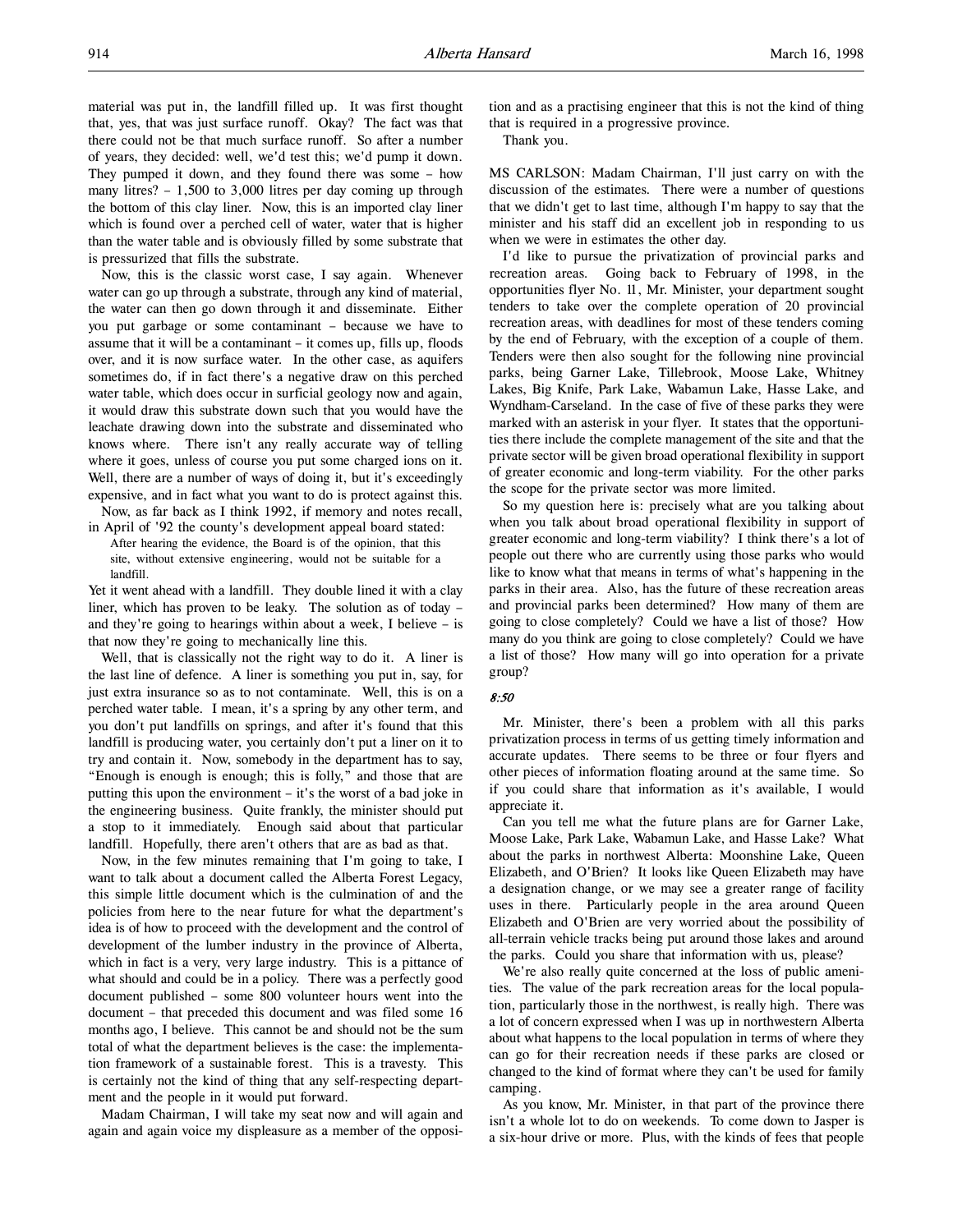material was put in, the landfill filled up. It was first thought that, yes, that was just surface runoff. Okay? The fact was that there could not be that much surface runoff. So after a number of years, they decided: well, we'd test this; we'd pump it down. They pumped it down, and they found there was some – how many litres? – 1,500 to 3,000 litres per day coming up through the bottom of this clay liner. Now, this is an imported clay liner which is found over a perched cell of water, water that is higher than the water table and is obviously filled by some substrate that is pressurized that fills the substrate.

Now, this is the classic worst case, I say again. Whenever water can go up through a substrate, through any kind of material, the water can then go down through it and disseminate. Either you put garbage or some contaminant – because we have to assume that it will be a contaminant – it comes up, fills up, floods over, and it is now surface water. In the other case, as aquifers sometimes do, if in fact there's a negative draw on this perched water table, which does occur in surficial geology now and again, it would draw this substrate down such that you would have the leachate drawing down into the substrate and disseminated who knows where. There isn't any really accurate way of telling where it goes, unless of course you put some charged ions on it. Well, there are a number of ways of doing it, but it's exceedingly expensive, and in fact what you want to do is protect against this.

Now, as far back as I think 1992, if memory and notes recall, in April of '92 the county's development appeal board stated:

> After hearing the evidence, the Board is of the opinion, that this site, without extensive engineering, would not be suitable for a landfill.

Yet it went ahead with a landfill. They double lined it with a clay liner, which has proven to be leaky. The solution as of today – and they're going to hearings within about a week, I believe – is that now they're going to mechanically line this.

Well, that is classically not the right way to do it. A liner is the last line of defence. A liner is something you put in, say, for just extra insurance so as to not contaminate. Well, this is on a perched water table. I mean, it's a spring by any other term, and you don't put landfills on springs, and after it's found that this landfill is producing water, you certainly don't put a liner on it to try and contain it. Now, somebody in the department has to say, "Enough is enough is enough; this is folly," and those that are putting this upon the environment – it's the worst of a bad joke in the engineering business. Quite frankly, the minister should put a stop to it immediately. Enough said about that particular landfill. Hopefully, there aren't others that are as bad as that.

Now, in the few minutes remaining that I'm going to take, I want to talk about a document called the Alberta Forest Legacy, this simple little document which is the culmination of and the policies from here to the near future for what the department's idea is of how to proceed with the development and the control of development of the lumber industry in the province of Alberta, which in fact is a very, very large industry. This is a pittance of what should and could be in a policy. There was a perfectly good document published – some 800 volunteer hours went into the document – that preceded this document and was filed some 16 months ago, I believe. This cannot be and should not be the sum total of what the department believes is the case: the implementation framework of a sustainable forest. This is a travesty. This is certainly not the kind of thing that any self-respecting department and the people in it would put forward.

Madam Chairman, I will take my seat now and will again and again and again voice my displeasure as a member of the opposition and as a practising engineer that this is not the kind of thing that is required in a progressive province.

Thank you.

MS CARLSON: Madam Chairman, I'll just carry on with the discussion of the estimates. There were a number of questions that we didn't get to last time, although I'm happy to say that the minister and his staff did an excellent job in responding to us when we were in estimates the other day.

I'd like to pursue the privatization of provincial parks and recreation areas. Going back to February of 1998, in the opportunities flyer No. 11, Mr. Minister, your department sought tenders to take over the complete operation of 20 provincial recreation areas, with deadlines for most of these tenders coming by the end of February, with the exception of a couple of them. Tenders were then also sought for the following nine provincial parks, being Garner Lake, Tillebrook, Moose Lake, Whitney Lakes, Big Knife, Park Lake, Wabamun Lake, Hasse Lake, and Wyndham-Carseland. In the case of five of these parks they were marked with an asterisk in your flyer. It states that the opportunities there include the complete management of the site and that the private sector will be given broad operational flexibility in support of greater economic and long-term viability. For the other parks the scope for the private sector was more limited.

So my question here is: precisely what are you talking about when you talk about broad operational flexibility in support of greater economic and long-term viability? I think there's a lot of people out there who are currently using those parks who would like to know what that means in terms of what's happening in the parks in their area. Also, has the future of these recreation areas and provincial parks been determined? How many of them are going to close completely? Could we have a list of those? How many do you think are going to close completely? Could we have a list of those? How many will go into operation for a private group?

*8:50*

Mr. Minister, there's been a problem with all this parks privatization process in terms of us getting timely information and accurate updates. There seems to be three or four flyers and other pieces of information floating around at the same time. So if you could share that information as it's available, I would appreciate it.

Can you tell me what the future plans are for Garner Lake, Moose Lake, Park Lake, Wabamun Lake, and Hasse Lake? What about the parks in northwest Alberta: Moonshine Lake, Queen Elizabeth, and O'Brien? It looks like Queen Elizabeth may have a designation change, or we may see a greater range of facility uses in there. Particularly people in the area around Queen Elizabeth and O'Brien are very worried about the possibility of all-terrain vehicle tracks being put around those lakes and around the parks. Could you share that information with us, please?

We're also really quite concerned at the loss of public amenities. The value of the park recreation areas for the local population, particularly those in the northwest, is really high. There was a lot of concern expressed when I was up in northwestern Alberta about what happens to the local population in terms of where they can go for their recreation needs if these parks are closed or changed to the kind of format where they can't be used for family camping.

As you know, Mr. Minister, in that part of the province there isn't a whole lot to do on weekends. To come down to Jasper is a six-hour drive or more. Plus, with the kinds of fees that people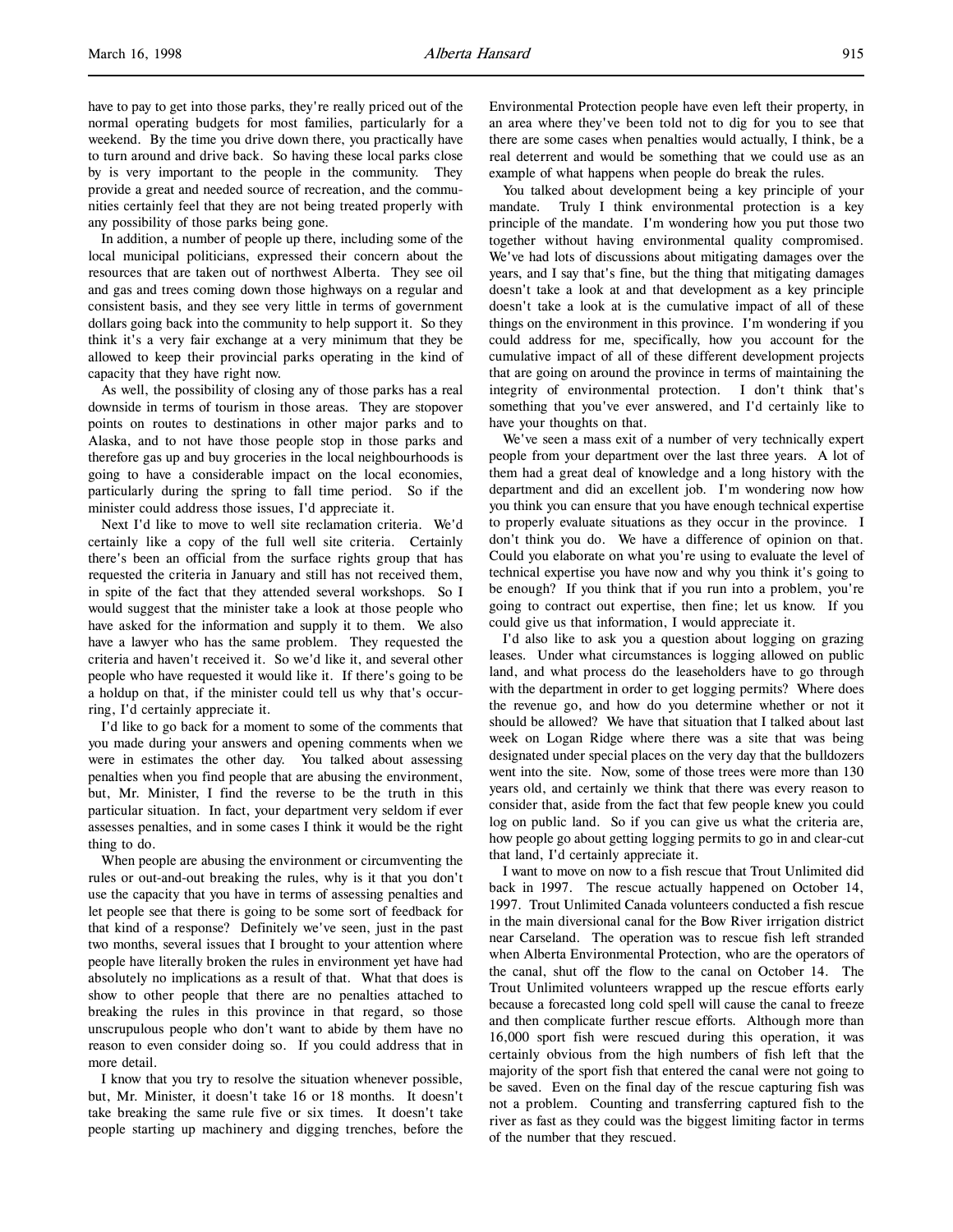have to pay to get into those parks, they're really priced out of the normal operating budgets for most families, particularly for a weekend. By the time you drive down there, you practically have to turn around and drive back. So having these local parks close by is very important to the people in the community. They provide a great and needed source of recreation, and the communities certainly feel that they are not being treated properly with any possibility of those parks being gone.

In addition, a number of people up there, including some of the local municipal politicians, expressed their concern about the resources that are taken out of northwest Alberta. They see oil and gas and trees coming down those highways on a regular and consistent basis, and they see very little in terms of government dollars going back into the community to help support it. So they think it's a very fair exchange at a very minimum that they be allowed to keep their provincial parks operating in the kind of capacity that they have right now.

As well, the possibility of closing any of those parks has a real downside in terms of tourism in those areas. They are stopover points on routes to destinations in other major parks and to Alaska, and to not have those people stop in those parks and therefore gas up and buy groceries in the local neighbourhoods is going to have a considerable impact on the local economies, particularly during the spring to fall time period. So if the minister could address those issues, I'd appreciate it.

Next I'd like to move to well site reclamation criteria. We'd certainly like a copy of the full well site criteria. Certainly there's been an official from the surface rights group that has requested the criteria in January and still has not received them, in spite of the fact that they attended several workshops. So I would suggest that the minister take a look at those people who have asked for the information and supply it to them. We also have a lawyer who has the same problem. They requested the criteria and haven't received it. So we'd like it, and several other people who have requested it would like it. If there's going to be a holdup on that, if the minister could tell us why that's occurring, I'd certainly appreciate it.

I'd like to go back for a moment to some of the comments that you made during your answers and opening comments when we were in estimates the other day. You talked about assessing penalties when you find people that are abusing the environment, but, Mr. Minister, I find the reverse to be the truth in this particular situation. In fact, your department very seldom if ever assesses penalties, and in some cases I think it would be the right thing to do.

When people are abusing the environment or circumventing the rules or out-and-out breaking the rules, why is it that you don't use the capacity that you have in terms of assessing penalties and let people see that there is going to be some sort of feedback for that kind of a response? Definitely we've seen, just in the past two months, several issues that I brought to your attention where people have literally broken the rules in environment yet have had absolutely no implications as a result of that. What that does is show to other people that there are no penalties attached to breaking the rules in this province in that regard, so those unscrupulous people who don't want to abide by them have no reason to even consider doing so. If you could address that in more detail.

I know that you try to resolve the situation whenever possible, but, Mr. Minister, it doesn't take 16 or 18 months. It doesn't take breaking the same rule five or six times. It doesn't take people starting up machinery and digging trenches, before the Environmental Protection people have even left their property, in an area where they've been told not to dig for you to see that there are some cases when penalties would actually, I think, be a real deterrent and would be something that we could use as an example of what happens when people do break the rules.

You talked about development being a key principle of your mandate. Truly I think environmental protection is a key principle of the mandate. I'm wondering how you put those two together without having environmental quality compromised. We've had lots of discussions about mitigating damages over the years, and I say that's fine, but the thing that mitigating damages doesn't take a look at and that development as a key principle doesn't take a look at is the cumulative impact of all of these things on the environment in this province. I'm wondering if you could address for me, specifically, how you account for the cumulative impact of all of these different development projects that are going on around the province in terms of maintaining the integrity of environmental protection. I don't think that's something that you've ever answered, and I'd certainly like to have your thoughts on that.

We've seen a mass exit of a number of very technically expert people from your department over the last three years. A lot of them had a great deal of knowledge and a long history with the department and did an excellent job. I'm wondering now how you think you can ensure that you have enough technical expertise to properly evaluate situations as they occur in the province. I don't think you do. We have a difference of opinion on that. Could you elaborate on what you're using to evaluate the level of technical expertise you have now and why you think it's going to be enough? If you think that if you run into a problem, you're going to contract out expertise, then fine; let us know. If you could give us that information, I would appreciate it.

I'd also like to ask you a question about logging on grazing leases. Under what circumstances is logging allowed on public land, and what process do the leaseholders have to go through with the department in order to get logging permits? Where does the revenue go, and how do you determine whether or not it should be allowed? We have that situation that I talked about last week on Logan Ridge where there was a site that was being designated under special places on the very day that the bulldozers went into the site. Now, some of those trees were more than 130 years old, and certainly we think that there was every reason to consider that, aside from the fact that few people knew you could log on public land. So if you can give us what the criteria are, how people go about getting logging permits to go in and clear-cut that land, I'd certainly appreciate it.

I want to move on now to a fish rescue that Trout Unlimited did back in 1997. The rescue actually happened on October 14, 1997. Trout Unlimited Canada volunteers conducted a fish rescue in the main diversional canal for the Bow River irrigation district near Carseland. The operation was to rescue fish left stranded when Alberta Environmental Protection, who are the operators of the canal, shut off the flow to the canal on October 14. The Trout Unlimited volunteers wrapped up the rescue efforts early because a forecasted long cold spell will cause the canal to freeze and then complicate further rescue efforts. Although more than 16,000 sport fish were rescued during this operation, it was certainly obvious from the high numbers of fish left that the majority of the sport fish that entered the canal were not going to be saved. Even on the final day of the rescue capturing fish was not a problem. Counting and transferring captured fish to the river as fast as they could was the biggest limiting factor in terms of the number that they rescued.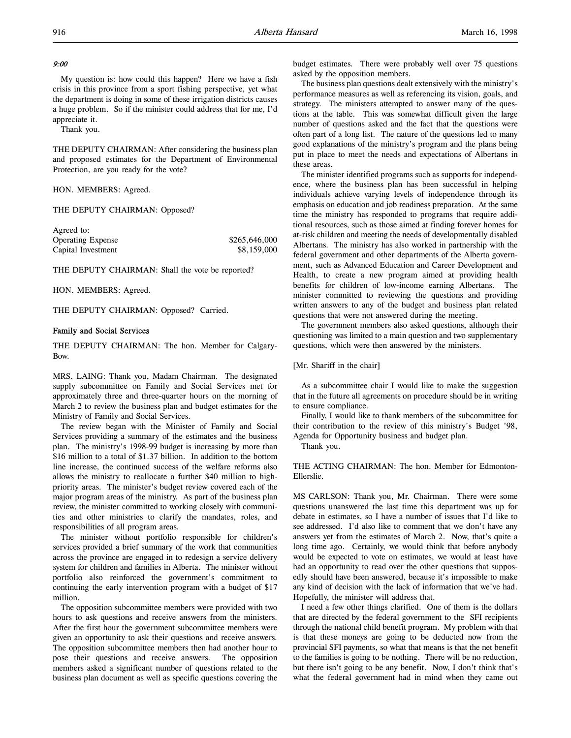*9:00*

My question is: how could this happen? Here we have a fish crisis in this province from a sport fishing perspective, yet what the department is doing in some of these irrigation districts causes a huge problem. So if the minister could address that for me, I'd appreciate it.

Thank you.

THE DEPUTY CHAIRMAN: After considering the business plan and proposed estimates for the Department of Environmental Protection, are you ready for the vote?

HON. MEMBERS: Agreed.

THE DEPUTY CHAIRMAN: Opposed?

| Agreed to: | |
|---|---|
| Operating Expense | $265,646,000 |
| Capital Investment | $8,159,000 |

THE DEPUTY CHAIRMAN: Shall the vote be reported?

HON. MEMBERS: Agreed.

THE DEPUTY CHAIRMAN: Opposed? Carried.

### Family and Social Services

THE DEPUTY CHAIRMAN: The hon. Member for Calgary-Bow.

MRS. LAING: Thank you, Madam Chairman. The designated supply subcommittee on Family and Social Services met for approximately three and three-quarter hours on the morning of March 2 to review the business plan and budget estimates for the Ministry of Family and Social Services.

The review began with the Minister of Family and Social Services providing a summary of the estimates and the business plan. The ministry's 1998-99 budget is increasing by more than $16 million to a total of $1.37 billion. In addition to the bottom line increase, the continued success of the welfare reforms also allows the ministry to reallocate a further $40 million to high-priority areas. The minister's budget review covered each of the major program areas of the ministry. As part of the business plan review, the minister committed to working closely with communities and other ministries to clarify the mandates, roles, and responsibilities of all program areas.

The minister without portfolio responsible for children's services provided a brief summary of the work that communities across the province are engaged in to redesign a service delivery system for children and families in Alberta. The minister without portfolio also reinforced the government's commitment to continuing the early intervention program with a budget of $17 million.

The opposition subcommittee members were provided with two hours to ask questions and receive answers from the ministers. After the first hour the government subcommittee members were given an opportunity to ask their questions and receive answers. The opposition subcommittee members then had another hour to pose their questions and receive answers. The opposition members asked a significant number of questions related to the business plan document as well as specific questions covering the budget estimates. There were probably well over 75 questions asked by the opposition members.

The business plan questions dealt extensively with the ministry's performance measures as well as referencing its vision, goals, and strategy. The ministers attempted to answer many of the questions at the table. This was somewhat difficult given the large number of questions asked and the fact that the questions were often part of a long list. The nature of the questions led to many good explanations of the ministry's program and the plans being put in place to meet the needs and expectations of Albertans in these areas.

The minister identified programs such as supports for independence, where the business plan has been successful in helping individuals achieve varying levels of independence through its emphasis on education and job readiness preparation. At the same time the ministry has responded to programs that require additional resources, such as those aimed at finding forever homes for at-risk children and meeting the needs of developmentally disabled Albertans. The ministry has also worked in partnership with the federal government and other departments of the Alberta government, such as Advanced Education and Career Development and Health, to create a new program aimed at providing health benefits for children of low-income earning Albertans. The minister committed to reviewing the questions and providing written answers to any of the budget and business plan related questions that were not answered during the meeting.

The government members also asked questions, although their questioning was limited to a main question and two supplementary questions, which were then answered by the ministers.

[Mr. Shariff in the chair]

As a subcommittee chair I would like to make the suggestion that in the future all agreements on procedure should be in writing to ensure compliance.

Finally, I would like to thank members of the subcommittee for their contribution to the review of this ministry's Budget '98, Agenda for Opportunity business and budget plan.

Thank you.

THE ACTING CHAIRMAN: The hon. Member for Edmonton-Ellerslie.

MS CARLSON: Thank you, Mr. Chairman. There were some questions unanswered the last time this department was up for debate in estimates, so I have a number of issues that I'd like to see addressed. I'd also like to comment that we don't have any answers yet from the estimates of March 2. Now, that's quite a long time ago. Certainly, we would think that before anybody would be expected to vote on estimates, we would at least have had an opportunity to read over the other questions that supposedly should have been answered, because it's impossible to make any kind of decision with the lack of information that we've had. Hopefully, the minister will address that.

I need a few other things clarified. One of them is the dollars that are directed by the federal government to the SFI recipients through the national child benefit program. My problem with that is that these moneys are going to be deducted now from the provincial SFI payments, so what that means is that the net benefit to the families is going to be nothing. There will be no reduction, but there isn't going to be any benefit. Now, I don't think that's what the federal government had in mind when they came out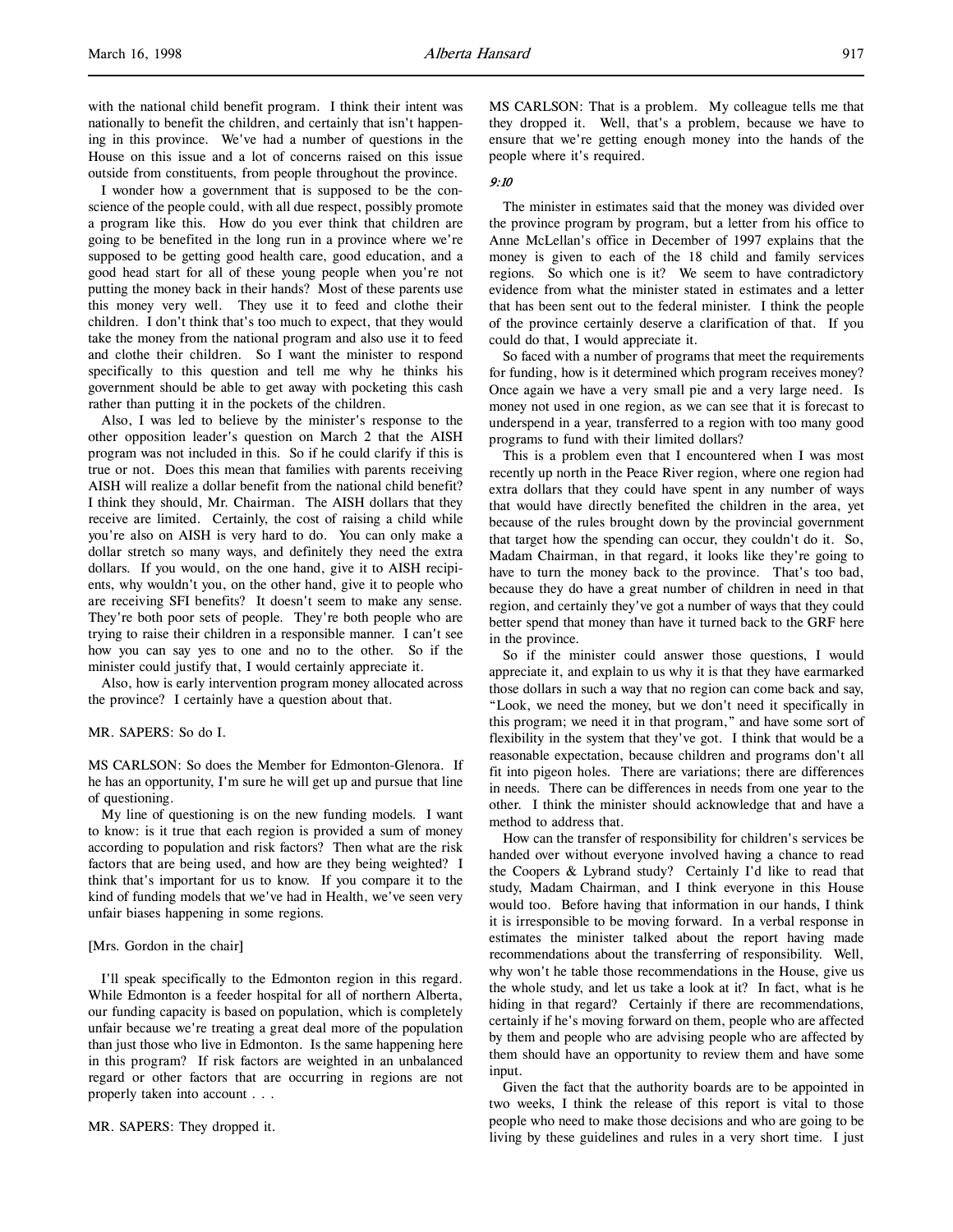with the national child benefit program. I think their intent was nationally to benefit the children, and certainly that isn't happening in this province. We've had a number of questions in the House on this issue and a lot of concerns raised on this issue outside from constituents, from people throughout the province.

I wonder how a government that is supposed to be the conscience of the people could, with all due respect, possibly promote a program like this. How do you ever think that children are going to be benefited in the long run in a province where we're supposed to be getting good health care, good education, and a good head start for all of these young people when you're not putting the money back in their hands? Most of these parents use this money very well. They use it to feed and clothe their children. I don't think that's too much to expect, that they would take the money from the national program and also use it to feed and clothe their children. So I want the minister to respond specifically to this question and tell me why he thinks his government should be able to get away with pocketing this cash rather than putting it in the pockets of the children.

Also, I was led to believe by the minister's response to the other opposition leader's question on March 2 that the AISH program was not included in this. So if he could clarify if this is true or not. Does this mean that families with parents receiving AISH will realize a dollar benefit from the national child benefit? I think they should, Mr. Chairman. The AISH dollars that they receive are limited. Certainly, the cost of raising a child while you're also on AISH is very hard to do. You can only make a dollar stretch so many ways, and definitely they need the extra dollars. If you would, on the one hand, give it to AISH recipients, why wouldn't you, on the other hand, give it to people who are receiving SFI benefits? It doesn't seem to make any sense. They're both poor sets of people. They're both people who are trying to raise their children in a responsible manner. I can't see how you can say yes to one and no to the other. So if the minister could justify that, I would certainly appreciate it.

Also, how is early intervention program money allocated across the province? I certainly have a question about that.

MR. SAPERS: So do I.

MS CARLSON: So does the Member for Edmonton-Glenora. If he has an opportunity, I'm sure he will get up and pursue that line of questioning.

My line of questioning is on the new funding models. I want to know: is it true that each region is provided a sum of money according to population and risk factors? Then what are the risk factors that are being used, and how are they being weighted? I think that's important for us to know. If you compare it to the kind of funding models that we've had in Health, we've seen very unfair biases happening in some regions.

[Mrs. Gordon in the chair]

I'll speak specifically to the Edmonton region in this regard. While Edmonton is a feeder hospital for all of northern Alberta, our funding capacity is based on population, which is completely unfair because we're treating a great deal more of the population than just those who live in Edmonton. Is the same happening here in this program? If risk factors are weighted in an unbalanced regard or other factors that are occurring in regions are not properly taken into account . . .

MR. SAPERS: They dropped it.

MS CARLSON: That is a problem. My colleague tells me that they dropped it. Well, that's a problem, because we have to ensure that we're getting enough money into the hands of the people where it's required.

*9:10*

The minister in estimates said that the money was divided over the province program by program, but a letter from his office to Anne McLellan's office in December of 1997 explains that the money is given to each of the 18 child and family services regions. So which one is it? We seem to have contradictory evidence from what the minister stated in estimates and a letter that has been sent out to the federal minister. I think the people of the province certainly deserve a clarification of that. If you could do that, I would appreciate it.

So faced with a number of programs that meet the requirements for funding, how is it determined which program receives money? Once again we have a very small pie and a very large need. Is money not used in one region, as we can see that it is forecast to underspend in a year, transferred to a region with too many good programs to fund with their limited dollars?

This is a problem even that I encountered when I was most recently up north in the Peace River region, where one region had extra dollars that they could have spent in any number of ways that would have directly benefited the children in the area, yet because of the rules brought down by the provincial government that target how the spending can occur, they couldn't do it. So, Madam Chairman, in that regard, it looks like they're going to have to turn the money back to the province. That's too bad, because they do have a great number of children in need in that region, and certainly they've got a number of ways that they could better spend that money than have it turned back to the GRF here in the province.

So if the minister could answer those questions, I would appreciate it, and explain to us why it is that they have earmarked those dollars in such a way that no region can come back and say, "Look, we need the money, but we don't need it specifically in this program; we need it in that program," and have some sort of flexibility in the system that they've got. I think that would be a reasonable expectation, because children and programs don't all fit into pigeon holes. There are variations; there are differences in needs. There can be differences in needs from one year to the other. I think the minister should acknowledge that and have a method to address that.

How can the transfer of responsibility for children's services be handed over without everyone involved having a chance to read the Coopers & Lybrand study? Certainly I'd like to read that study, Madam Chairman, and I think everyone in this House would too. Before having that information in our hands, I think it is irresponsible to be moving forward. In a verbal response in estimates the minister talked about the report having made recommendations about the transferring of responsibility. Well, why won't he table those recommendations in the House, give us the whole study, and let us take a look at it? In fact, what is he hiding in that regard? Certainly if there are recommendations, certainly if he's moving forward on them, people who are affected by them and people who are advising people who are affected by them should have an opportunity to review them and have some input.

Given the fact that the authority boards are to be appointed in two weeks, I think the release of this report is vital to those people who need to make those decisions and who are going to be living by these guidelines and rules in a very short time. I just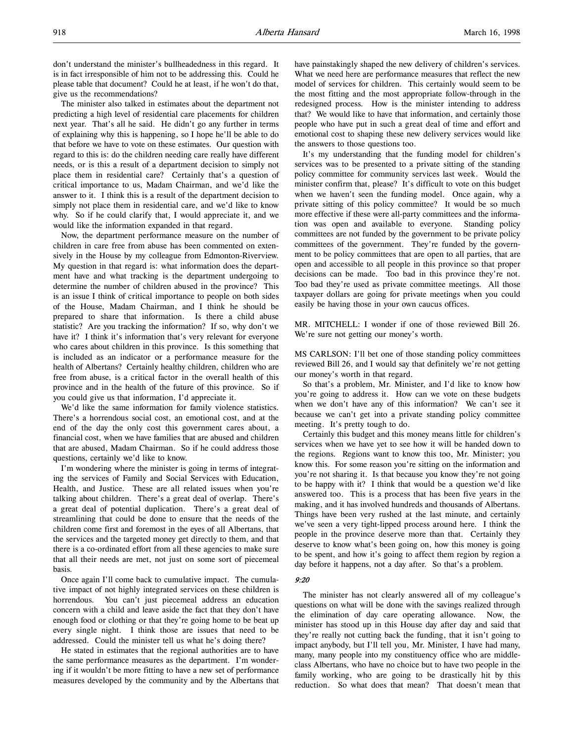don't understand the minister's bullheadedness in this regard. It is in fact irresponsible of him not to be addressing this. Could he please table that document? Could he at least, if he won't do that, give us the recommendations?

The minister also talked in estimates about the department not predicting a high level of residential care placements for children next year. That's all he said. He didn't go any further in terms of explaining why this is happening, so I hope he'll be able to do that before we have to vote on these estimates. Our question with regard to this is: do the children needing care really have different needs, or is this a result of a department decision to simply not place them in residential care? Certainly that's a question of critical importance to us, Madam Chairman, and we'd like the answer to it. I think this is a result of the department decision to simply not place them in residential care, and we'd like to know why. So if he could clarify that, I would appreciate it, and we would like the information expanded in that regard.

Now, the department performance measure on the number of children in care free from abuse has been commented on extensively in the House by my colleague from Edmonton-Riverview. My question in that regard is: what information does the department have and what tracking is the department undergoing to determine the number of children abused in the province? This is an issue I think of critical importance to people on both sides of the House, Madam Chairman, and I think he should be prepared to share that information. Is there a child abuse statistic? Are you tracking the information? If so, why don't we have it? I think it's information that's very relevant for everyone who cares about children in this province. Is this something that is included as an indicator or a performance measure for the health of Albertans? Certainly healthy children, children who are free from abuse, is a critical factor in the overall health of this province and in the health of the future of this province. So if you could give us that information, I'd appreciate it.

We'd like the same information for family violence statistics. There's a horrendous social cost, an emotional cost, and at the end of the day the only cost this government cares about, a financial cost, when we have families that are abused and children that are abused, Madam Chairman. So if he could address those questions, certainly we'd like to know.

I'm wondering where the minister is going in terms of integrating the services of Family and Social Services with Education, Health, and Justice. These are all related issues when you're talking about children. There's a great deal of overlap. There's a great deal of potential duplication. There's a great deal of streamlining that could be done to ensure that the needs of the children come first and foremost in the eyes of all Albertans, that the services and the targeted money get directly to them, and that there is a co-ordinated effort from all these agencies to make sure that all their needs are met, not just on some sort of piecemeal basis.

Once again I'll come back to cumulative impact. The cumulative impact of not highly integrated services on these children is horrendous. You can't just piecemeal address an education concern with a child and leave aside the fact that they don't have enough food or clothing or that they're going home to be beat up every single night. I think those are issues that need to be addressed. Could the minister tell us what he's doing there?

He stated in estimates that the regional authorities are to have the same performance measures as the department. I'm wondering if it wouldn't be more fitting to have a new set of performance measures developed by the community and by the Albertans that have painstakingly shaped the new delivery of children's services. What we need here are performance measures that reflect the new model of services for children. This certainly would seem to be the most fitting and the most appropriate follow-through in the redesigned process. How is the minister intending to address that? We would like to have that information, and certainly those people who have put in such a great deal of time and effort and emotional cost to shaping these new delivery services would like the answers to those questions too.

It's my understanding that the funding model for children's services was to be presented to a private sitting of the standing policy committee for community services last week. Would the minister confirm that, please? It's difficult to vote on this budget when we haven't seen the funding model. Once again, why a private sitting of this policy committee? It would be so much more effective if these were all-party committees and the information was open and available to everyone. Standing policy committees are not funded by the government to be private policy committees of the government. They're funded by the government to be policy committees that are open to all parties, that are open and accessible to all people in this province so that proper decisions can be made. Too bad in this province they're not. Too bad they're used as private committee meetings. All those taxpayer dollars are going for private meetings when you could easily be having those in your own caucus offices.

MR. MITCHELL: I wonder if one of those reviewed Bill 26. We're sure not getting our money's worth.

MS CARLSON: I'll bet one of those standing policy committees reviewed Bill 26, and I would say that definitely we're not getting our money's worth in that regard.

So that's a problem, Mr. Minister, and I'd like to know how you're going to address it. How can we vote on these budgets when we don't have any of this information? We can't see it because we can't get into a private standing policy committee meeting. It's pretty tough to do.

Certainly this budget and this money means little for children's services when we have yet to see how it will be handed down to the regions. Regions want to know this too, Mr. Minister; you know this. For some reason you're sitting on the information and you're not sharing it. Is that because you know they're not going to be happy with it? I think that would be a question we'd like answered too. This is a process that has been five years in the making, and it has involved hundreds and thousands of Albertans. Things have been very rushed at the last minute, and certainly we've seen a very tight-lipped process around here. I think the people in the province deserve more than that. Certainly they deserve to know what's been going on, how this money is going to be spent, and how it's going to affect them region by region a day before it happens, not a day after. So that's a problem.

*9:20*

The minister has not clearly answered all of my colleague's questions on what will be done with the savings realized through the elimination of day care operating allowance. Now, the minister has stood up in this House day after day and said that they're really not cutting back the funding, that it isn't going to impact anybody, but I'll tell you, Mr. Minister, I have had many, many, many people into my constituency office who are middle-class Albertans, who have no choice but to have two people in the family working, who are going to be drastically hit by this reduction. So what does that mean? That doesn't mean that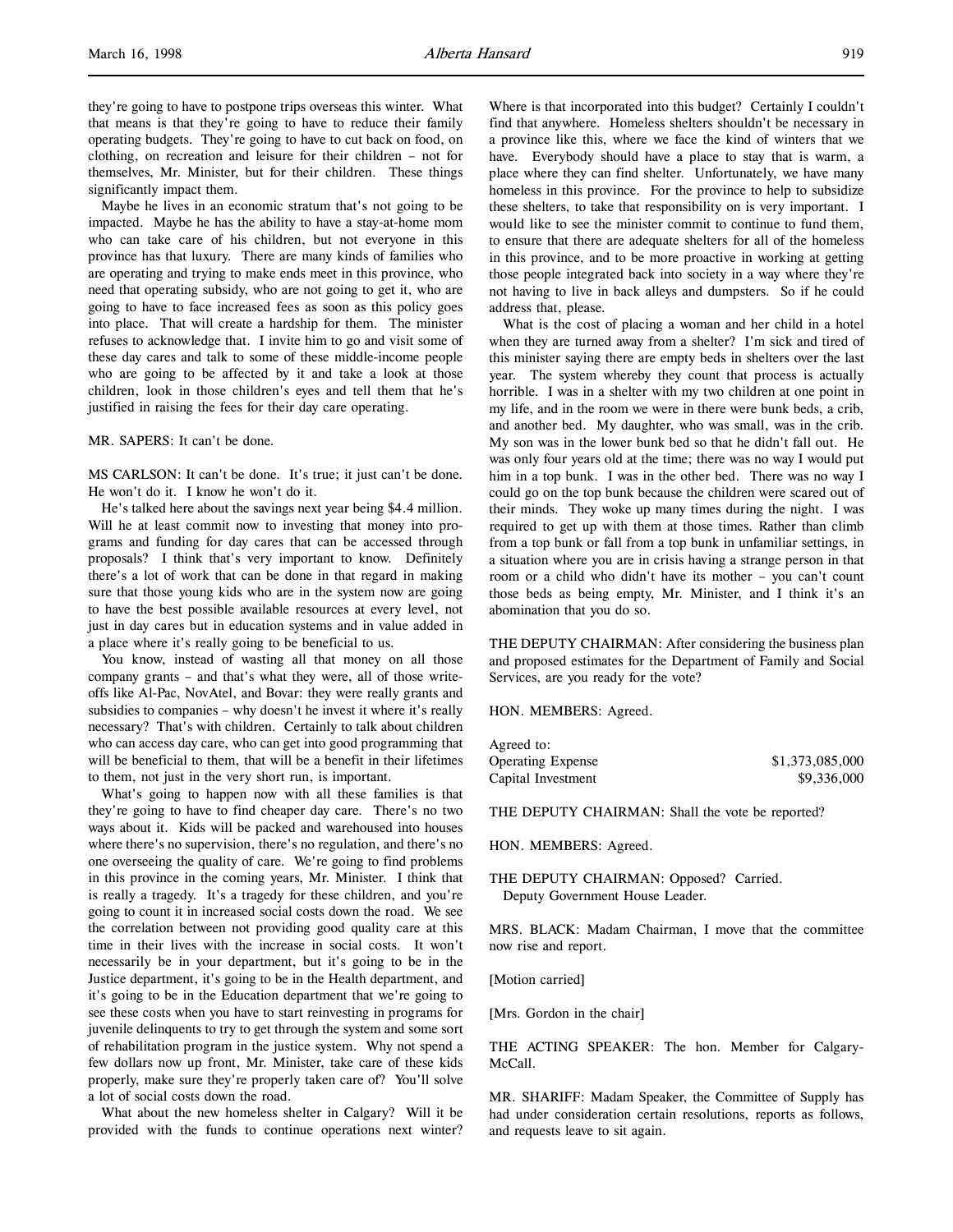they're going to have to postpone trips overseas this winter. What that means is that they're going to have to reduce their family operating budgets. They're going to have to cut back on food, on clothing, on recreation and leisure for their children – not for themselves, Mr. Minister, but for their children. These things significantly impact them.

Maybe he lives in an economic stratum that's not going to be impacted. Maybe he has the ability to have a stay-at-home mom who can take care of his children, but not everyone in this province has that luxury. There are many kinds of families who are operating and trying to make ends meet in this province, who need that operating subsidy, who are not going to get it, who are going to have to face increased fees as soon as this policy goes into place. That will create a hardship for them. The minister refuses to acknowledge that. I invite him to go and visit some of these day cares and talk to some of these middle-income people who are going to be affected by it and take a look at those children, look in those children's eyes and tell them that he's justified in raising the fees for their day care operating.

MR. SAPERS: It can't be done.

MS CARLSON: It can't be done. It's true; it just can't be done. He won't do it. I know he won't do it.

He's talked here about the savings next year being $4.4 million. Will he at least commit now to investing that money into programs and funding for day cares that can be accessed through proposals? I think that's very important to know. Definitely there's a lot of work that can be done in that regard in making sure that those young kids who are in the system now are going to have the best possible available resources at every level, not just in day cares but in education systems and in value added in a place where it's really going to be beneficial to us.

You know, instead of wasting all that money on all those company grants – and that's what they were, all of those write-offs like Al-Pac, NovAtel, and Bovar: they were really grants and subsidies to companies – why doesn't he invest it where it's really necessary? That's with children. Certainly to talk about children who can access day care, who can get into good programming that will be beneficial to them, that will be a benefit in their lifetimes to them, not just in the very short run, is important.

What's going to happen now with all these families is that they're going to have to find cheaper day care. There's no two ways about it. Kids will be packed and warehoused into houses where there's no supervision, there's no regulation, and there's no one overseeing the quality of care. We're going to find problems in this province in the coming years, Mr. Minister. I think that is really a tragedy. It's a tragedy for these children, and you're going to count it in increased social costs down the road. We see the correlation between not providing good quality care at this time in their lives with the increase in social costs. It won't necessarily be in your department, but it's going to be in the Justice department, it's going to be in the Health department, and it's going to be in the Education department that we're going to see these costs when you have to start reinvesting in programs for juvenile delinquents to try to get through the system and some sort of rehabilitation program in the justice system. Why not spend a few dollars now up front, Mr. Minister, take care of these kids properly, make sure they're properly taken care of? You'll solve a lot of social costs down the road.

What about the new homeless shelter in Calgary? Will it be provided with the funds to continue operations next winter? Where is that incorporated into this budget? Certainly I couldn't find that anywhere. Homeless shelters shouldn't be necessary in a province like this, where we face the kind of winters that we have. Everybody should have a place to stay that is warm, a place where they can find shelter. Unfortunately, we have many homeless in this province. For the province to help to subsidize these shelters, to take that responsibility on is very important. I would like to see the minister commit to continue to fund them, to ensure that there are adequate shelters for all of the homeless in this province, and to be more proactive in working at getting those people integrated back into society in a way where they're not having to live in back alleys and dumpsters. So if he could address that, please.

What is the cost of placing a woman and her child in a hotel when they are turned away from a shelter? I'm sick and tired of this minister saying there are empty beds in shelters over the last year. The system whereby they count that process is actually horrible. I was in a shelter with my two children at one point in my life, and in the room we were in there were bunk beds, a crib, and another bed. My daughter, who was small, was in the crib. My son was in the lower bunk bed so that he didn't fall out. He was only four years old at the time; there was no way I would put him in a top bunk. I was in the other bed. There was no way I could go on the top bunk because the children were scared out of their minds. They woke up many times during the night. I was required to get up with them at those times. Rather than climb from a top bunk or fall from a top bunk in unfamiliar settings, in a situation where you are in crisis having a strange person in that room or a child who didn't have its mother – you can't count those beds as being empty, Mr. Minister, and I think it's an abomination that you do so.

THE DEPUTY CHAIRMAN: After considering the business plan and proposed estimates for the Department of Family and Social Services, are you ready for the vote?

HON. MEMBERS: Agreed.

| Agreed to: | |
|---|---|
| Operating Expense | $1,373,085,000 |
| Capital Investment | $9,336,000 |

THE DEPUTY CHAIRMAN: Shall the vote be reported?

HON. MEMBERS: Agreed.

THE DEPUTY CHAIRMAN: Opposed? Carried.
Deputy Government House Leader.

MRS. BLACK: Madam Chairman, I move that the committee now rise and report.

[Motion carried]

[Mrs. Gordon in the chair]

THE ACTING SPEAKER: The hon. Member for Calgary-McCall.

MR. SHARIFF: Madam Speaker, the Committee of Supply has had under consideration certain resolutions, reports as follows, and requests leave to sit again.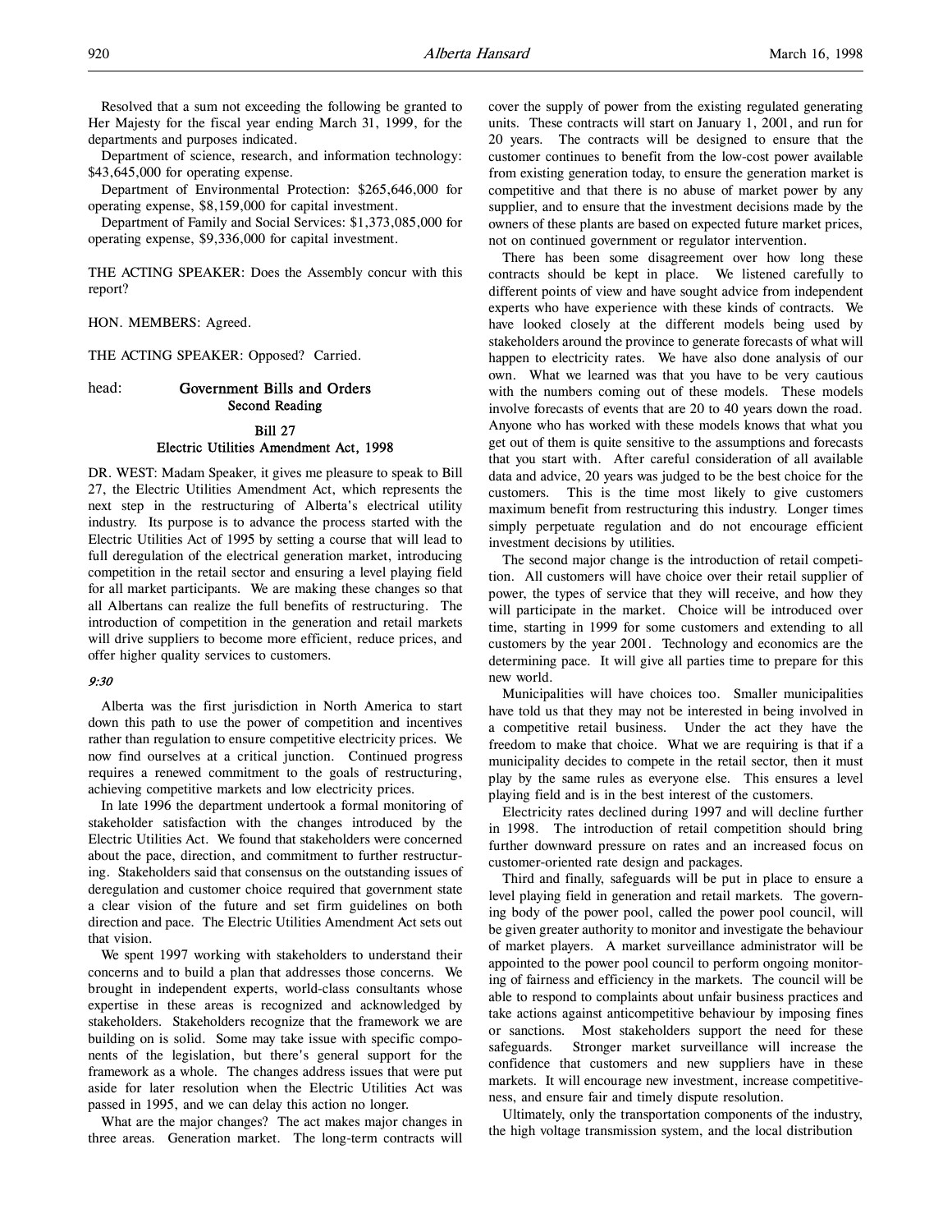Resolved that a sum not exceeding the following be granted to Her Majesty for the fiscal year ending March 31, 1999, for the departments and purposes indicated.

Department of science, research, and information technology: $43,645,000 for operating expense.

Department of Environmental Protection: $265,646,000 for operating expense, $8,159,000 for capital investment.

Department of Family and Social Services: $1,373,085,000 for operating expense, $9,336,000 for capital investment.

THE ACTING SPEAKER: Does the Assembly concur with this report?

HON. MEMBERS: Agreed.

THE ACTING SPEAKER: Opposed? Carried.

head: **Government Bills and Orders**
**Second Reading**

## Bill 27
## Electric Utilities Amendment Act, 1998

DR. WEST: Madam Speaker, it gives me pleasure to speak to Bill 27, the Electric Utilities Amendment Act, which represents the next step in the restructuring of Alberta's electrical utility industry. Its purpose is to advance the process started with the Electric Utilities Act of 1995 by setting a course that will lead to full deregulation of the electrical generation market, introducing competition in the retail sector and ensuring a level playing field for all market participants. We are making these changes so that all Albertans can realize the full benefits of restructuring. The introduction of competition in the generation and retail markets will drive suppliers to become more efficient, reduce prices, and offer higher quality services to customers.

*9:30*

Alberta was the first jurisdiction in North America to start down this path to use the power of competition and incentives rather than regulation to ensure competitive electricity prices. We now find ourselves at a critical junction. Continued progress requires a renewed commitment to the goals of restructuring, achieving competitive markets and low electricity prices.

In late 1996 the department undertook a formal monitoring of stakeholder satisfaction with the changes introduced by the Electric Utilities Act. We found that stakeholders were concerned about the pace, direction, and commitment to further restructuring. Stakeholders said that consensus on the outstanding issues of deregulation and customer choice required that government state a clear vision of the future and set firm guidelines on both direction and pace. The Electric Utilities Amendment Act sets out that vision.

We spent 1997 working with stakeholders to understand their concerns and to build a plan that addresses those concerns. We brought in independent experts, world-class consultants whose expertise in these areas is recognized and acknowledged by stakeholders. Stakeholders recognize that the framework we are building on is solid. Some may take issue with specific components of the legislation, but there's general support for the framework as a whole. The changes address issues that were put aside for later resolution when the Electric Utilities Act was passed in 1995, and we can delay this action no longer.

What are the major changes? The act makes major changes in three areas. Generation market. The long-term contracts will cover the supply of power from the existing regulated generating units. These contracts will start on January 1, 2001, and run for 20 years. The contracts will be designed to ensure that the customer continues to benefit from the low-cost power available from existing generation today, to ensure the generation market is competitive and that there is no abuse of market power by any supplier, and to ensure that the investment decisions made by the owners of these plants are based on expected future market prices, not on continued government or regulator intervention.

There has been some disagreement over how long these contracts should be kept in place. We listened carefully to different points of view and have sought advice from independent experts who have experience with these kinds of contracts. We have looked closely at the different models being used by stakeholders around the province to generate forecasts of what will happen to electricity rates. We have also done analysis of our own. What we learned was that you have to be very cautious with the numbers coming out of these models. These models involve forecasts of events that are 20 to 40 years down the road. Anyone who has worked with these models knows that what you get out of them is quite sensitive to the assumptions and forecasts that you start with. After careful consideration of all available data and advice, 20 years was judged to be the best choice for the customers. This is the time most likely to give customers maximum benefit from restructuring this industry. Longer times simply perpetuate regulation and do not encourage efficient investment decisions by utilities.

The second major change is the introduction of retail competition. All customers will have choice over their retail supplier of power, the types of service that they will receive, and how they will participate in the market. Choice will be introduced over time, starting in 1999 for some customers and extending to all customers by the year 2001. Technology and economics are the determining pace. It will give all parties time to prepare for this new world.

Municipalities will have choices too. Smaller municipalities have told us that they may not be interested in being involved in a competitive retail business. Under the act they have the freedom to make that choice. What we are requiring is that if a municipality decides to compete in the retail sector, then it must play by the same rules as everyone else. This ensures a level playing field and is in the best interest of the customers.

Electricity rates declined during 1997 and will decline further in 1998. The introduction of retail competition should bring further downward pressure on rates and an increased focus on customer-oriented rate design and packages.

Third and finally, safeguards will be put in place to ensure a level playing field in generation and retail markets. The governing body of the power pool, called the power pool council, will be given greater authority to monitor and investigate the behaviour of market players. A market surveillance administrator will be appointed to the power pool council to perform ongoing monitoring of fairness and efficiency in the markets. The council will be able to respond to complaints about unfair business practices and take actions against anticompetitive behaviour by imposing fines or sanctions. Most stakeholders support the need for these safeguards. Stronger market surveillance will increase the confidence that customers and new suppliers have in these markets. It will encourage new investment, increase competitiveness, and ensure fair and timely dispute resolution.

Ultimately, only the transportation components of the industry, the high voltage transmission system, and the local distribution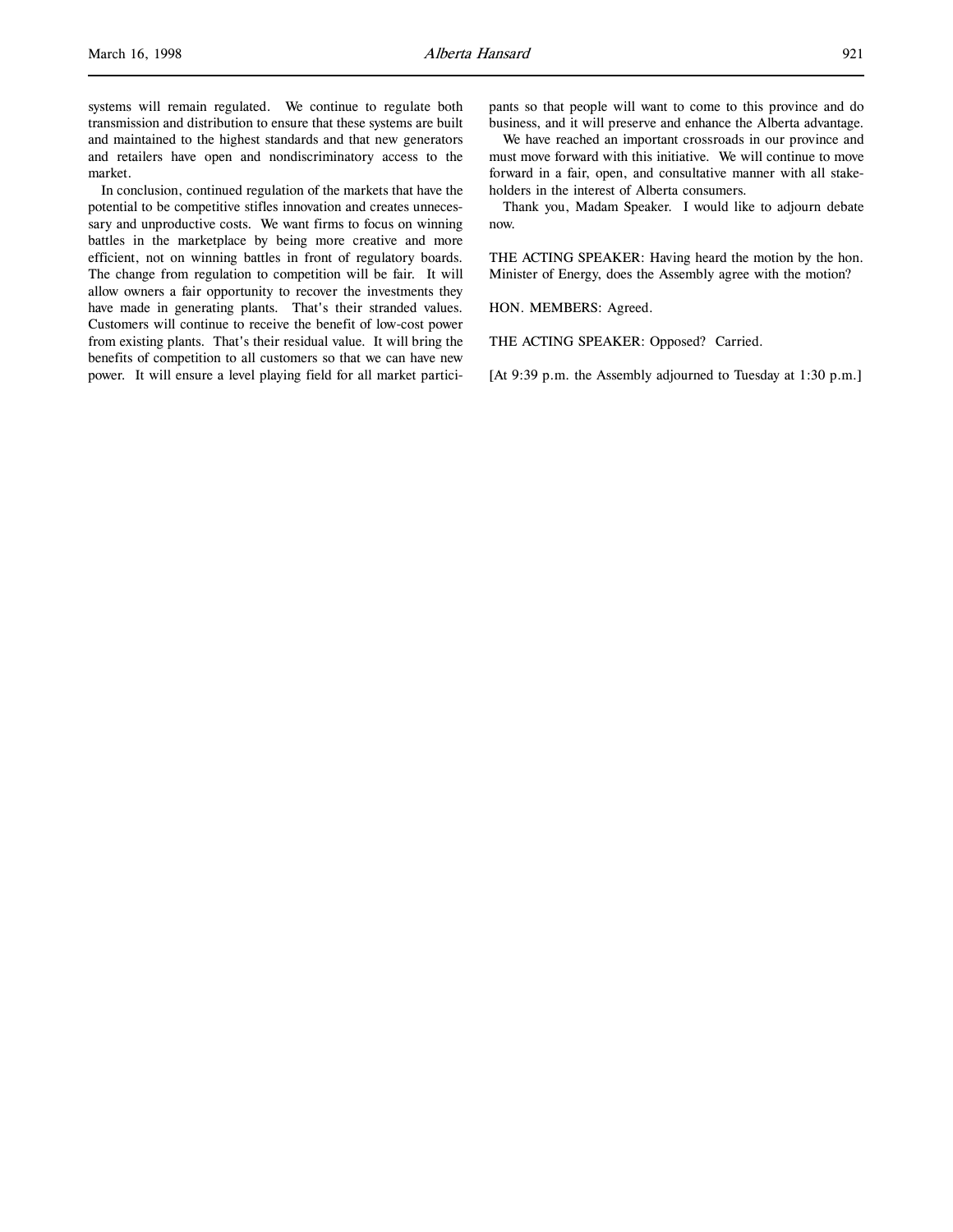systems will remain regulated. We continue to regulate both transmission and distribution to ensure that these systems are built and maintained to the highest standards and that new generators and retailers have open and nondiscriminatory access to the market.

In conclusion, continued regulation of the markets that have the potential to be competitive stifles innovation and creates unnecessary and unproductive costs. We want firms to focus on winning battles in the marketplace by being more creative and more efficient, not on winning battles in front of regulatory boards. The change from regulation to competition will be fair. It will allow owners a fair opportunity to recover the investments they have made in generating plants. That's their stranded values. Customers will continue to receive the benefit of low-cost power from existing plants. That's their residual value. It will bring the benefits of competition to all customers so that we can have new power. It will ensure a level playing field for all market participants so that people will want to come to this province and do business, and it will preserve and enhance the Alberta advantage.

We have reached an important crossroads in our province and must move forward with this initiative. We will continue to move forward in a fair, open, and consultative manner with all stakeholders in the interest of Alberta consumers.

Thank you, Madam Speaker. I would like to adjourn debate now.

THE ACTING SPEAKER: Having heard the motion by the hon. Minister of Energy, does the Assembly agree with the motion?

HON. MEMBERS: Agreed.

THE ACTING SPEAKER: Opposed? Carried.

[At 9:39 p.m. the Assembly adjourned to Tuesday at 1:30 p.m.]